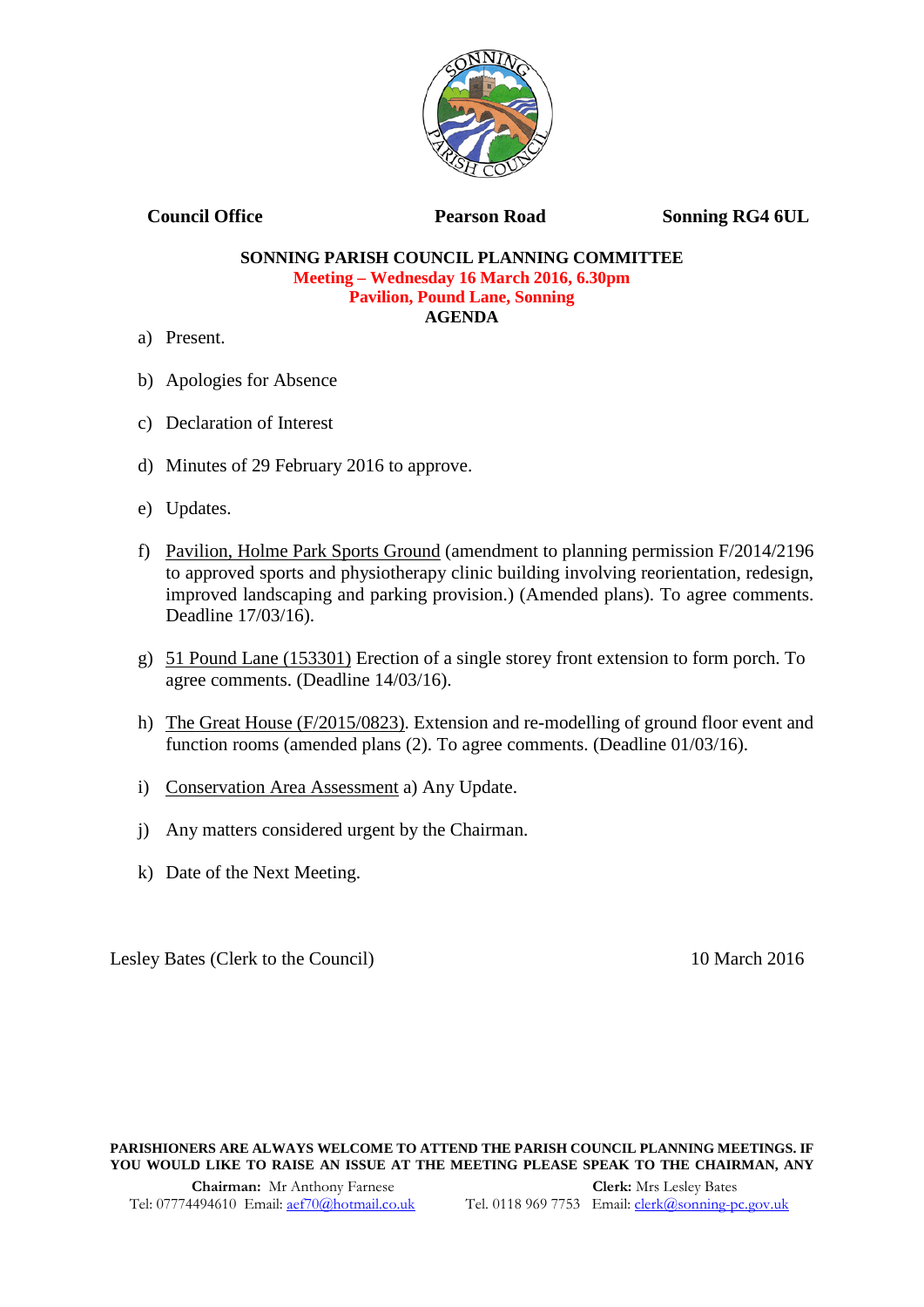Council Office Pearson Road Sonning RG4 6UL

**SONNING PARISH COUNCIL PLANNING COMMITTEE**
**Meeting – Wednesday 16 March 2016, 6.30pm**
**Pavilion, Pound Lane, Sonning**
**AGENDA**

a) Present.

b) Apologies for Absence

c) Declaration of Interest

d) Minutes of 29 February 2016 to approve.

e) Updates.

f) Pavilion, Holme Park Sports Ground (amendment to planning permission F/2014/2196 to approved sports and physiotherapy clinic building involving reorientation, redesign, improved landscaping and parking provision.) (Amended plans). To agree comments. Deadline 17/03/16).

g) 51 Pound Lane (153301) Erection of a single storey front extension to form porch. To agree comments. (Deadline 14/03/16).

h) The Great House (F/2015/0823). Extension and re-modelling of ground floor event and function rooms (amended plans (2). To agree comments. (Deadline 01/03/16).

i) Conservation Area Assessment a) Any Update.

j) Any matters considered urgent by the Chairman.

k) Date of the Next Meeting.

Lesley Bates (Clerk to the Council) 10 March 2016

**PARISHIONERS ARE ALWAYS WELCOME TO ATTEND THE PARISH COUNCIL PLANNING MEETINGS. IF YOU WOULD LIKE TO RAISE AN ISSUE AT THE MEETING PLEASE SPEAK TO THE CHAIRMAN, ANY**

**Chairman:** Mr Anthony Farnese
Tel: 07774494610 Email: aef70@hotmail.co.uk

**Clerk:** Mrs Lesley Bates
Tel. 0118 969 7753 Email: clerk@sonning-pc.gov.uk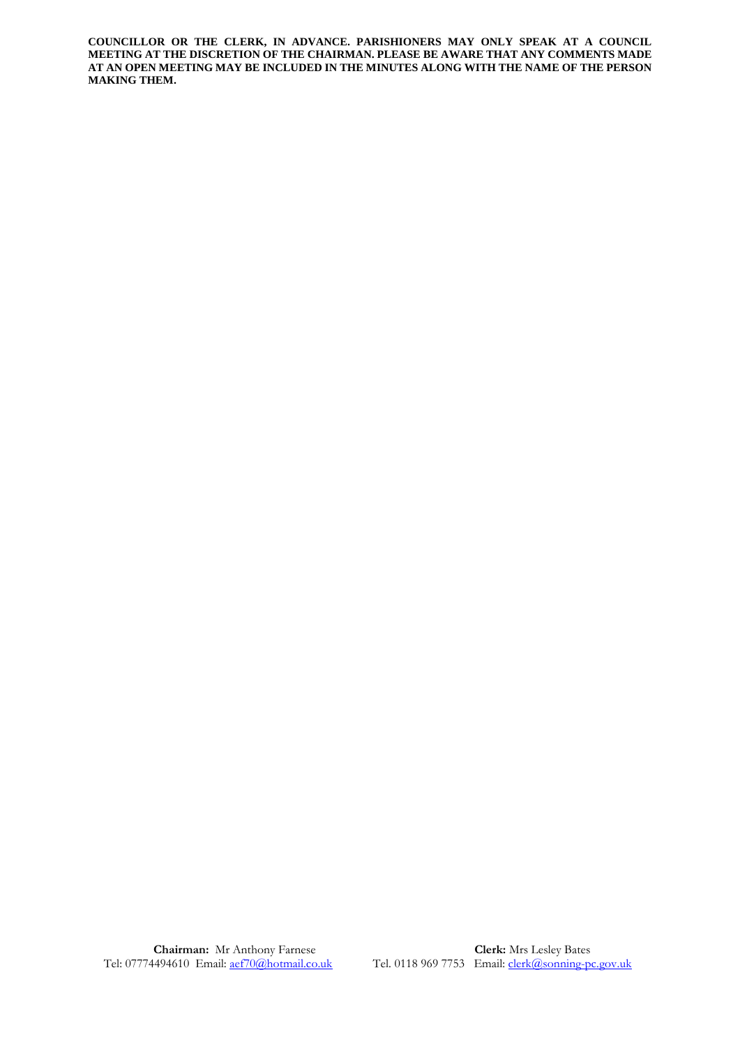**COUNCILLOR OR THE CLERK, IN ADVANCE. PARISHIONERS MAY ONLY SPEAK AT A COUNCIL MEETING AT THE DISCRETION OF THE CHAIRMAN. PLEASE BE AWARE THAT ANY COMMENTS MADE AT AN OPEN MEETING MAY BE INCLUDED IN THE MINUTES ALONG WITH THE NAME OF THE PERSON MAKING THEM.**

**Chairman:** Mr Anthony Farnese
Tel: 07774494610 Email: aef70@hotmail.co.uk

**Clerk:** Mrs Lesley Bates
Tel. 0118 969 7753 Email: clerk@sonning-pc.gov.uk